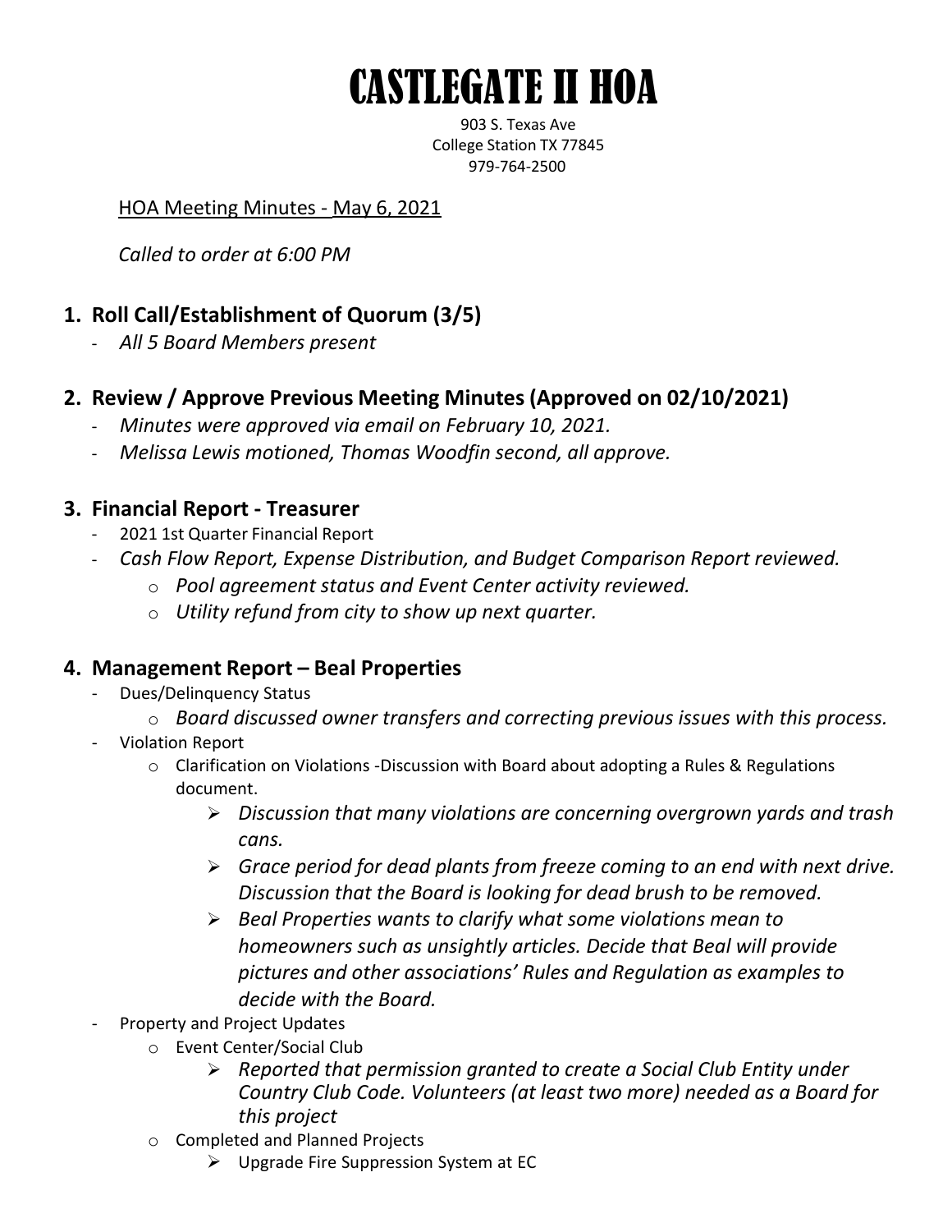# CASTLEGATE II HOA

903 S. Texas Ave
College Station TX 77845
979-764-2500

HOA Meeting Minutes - May 6, 2021

*Called to order at 6:00 PM*

## 1. Roll Call/Establishment of Quorum (3/5)

- *All 5 Board Members present*

## 2. Review / Approve Previous Meeting Minutes (Approved on 02/10/2021)

- *Minutes were approved via email on February 10, 2021.*
- *Melissa Lewis motioned, Thomas Woodfin second, all approve.*

## 3. Financial Report - Treasurer

- 2021 1st Quarter Financial Report
- *Cash Flow Report, Expense Distribution, and Budget Comparison Report reviewed.*
  - *Pool agreement status and Event Center activity reviewed.*
  - *Utility refund from city to show up next quarter.*

## 4. Management Report – Beal Properties

- Dues/Delinquency Status
  - *Board discussed owner transfers and correcting previous issues with this process.*
- Violation Report
  - Clarification on Violations -Discussion with Board about adopting a Rules & Regulations document.
    - *Discussion that many violations are concerning overgrown yards and trash cans.*
    - *Grace period for dead plants from freeze coming to an end with next drive. Discussion that the Board is looking for dead brush to be removed.*
    - *Beal Properties wants to clarify what some violations mean to homeowners such as unsightly articles. Decide that Beal will provide pictures and other associations' Rules and Regulation as examples to decide with the Board.*
- Property and Project Updates
  - Event Center/Social Club
    - *Reported that permission granted to create a Social Club Entity under Country Club Code. Volunteers (at least two more) needed as a Board for this project*
  - Completed and Planned Projects
    - Upgrade Fire Suppression System at EC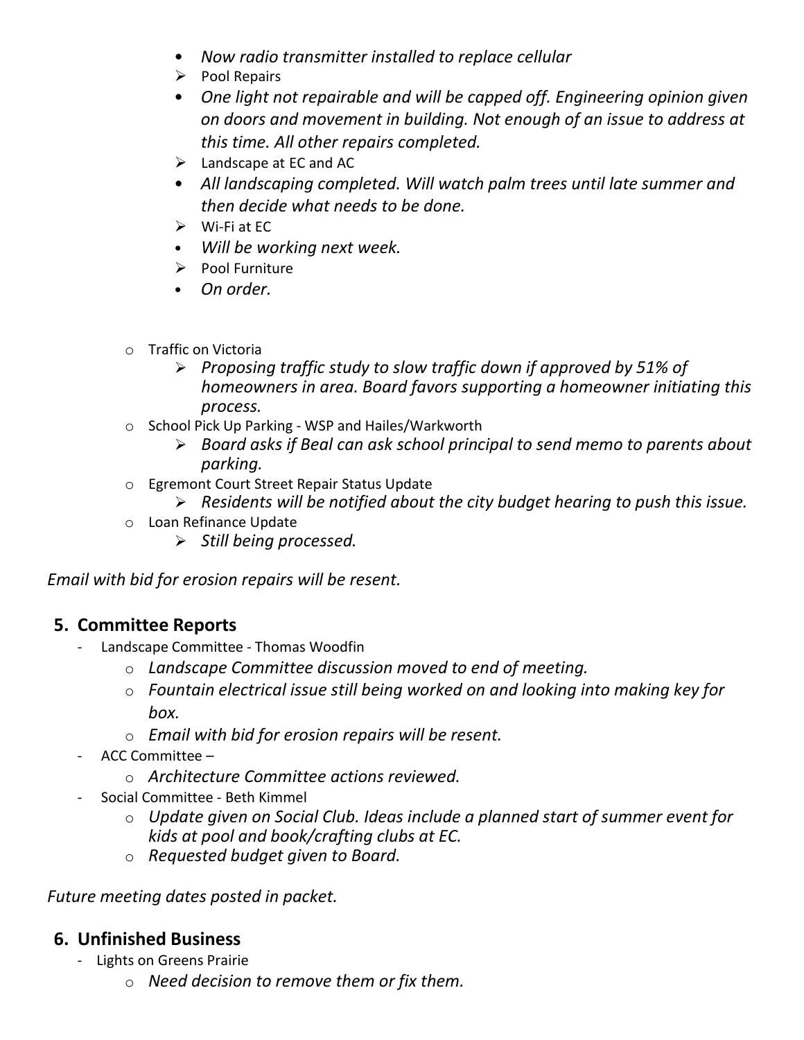- *Now radio transmitter installed to replace cellular*
  - Pool Repairs
- *One light not repairable and will be capped off. Engineering opinion given on doors and movement in building. Not enough of an issue to address at this time. All other repairs completed.*
  - Landscape at EC and AC
- *All landscaping completed. Will watch palm trees until late summer and then decide what needs to be done.*
  - Wi-Fi at EC
- *Will be working next week.*
  - Pool Furniture
- *On order.*

- Traffic on Victoria
  - *Proposing traffic study to slow traffic down if approved by 51% of homeowners in area. Board favors supporting a homeowner initiating this process.*
- School Pick Up Parking - WSP and Hailes/Warkworth
  - *Board asks if Beal can ask school principal to send memo to parents about parking.*
- Egremont Court Street Repair Status Update
  - *Residents will be notified about the city budget hearing to push this issue.*
- Loan Refinance Update
  - *Still being processed.*

*Email with bid for erosion repairs will be resent.*

## 5. Committee Reports

- Landscape Committee - Thomas Woodfin
  - *Landscape Committee discussion moved to end of meeting.*
  - *Fountain electrical issue still being worked on and looking into making key for box.*
  - *Email with bid for erosion repairs will be resent.*
- ACC Committee –
  - *Architecture Committee actions reviewed.*
- Social Committee - Beth Kimmel
  - *Update given on Social Club. Ideas include a planned start of summer event for kids at pool and book/crafting clubs at EC.*
  - *Requested budget given to Board.*

*Future meeting dates posted in packet.*

## 6. Unfinished Business

- Lights on Greens Prairie
  - *Need decision to remove them or fix them.*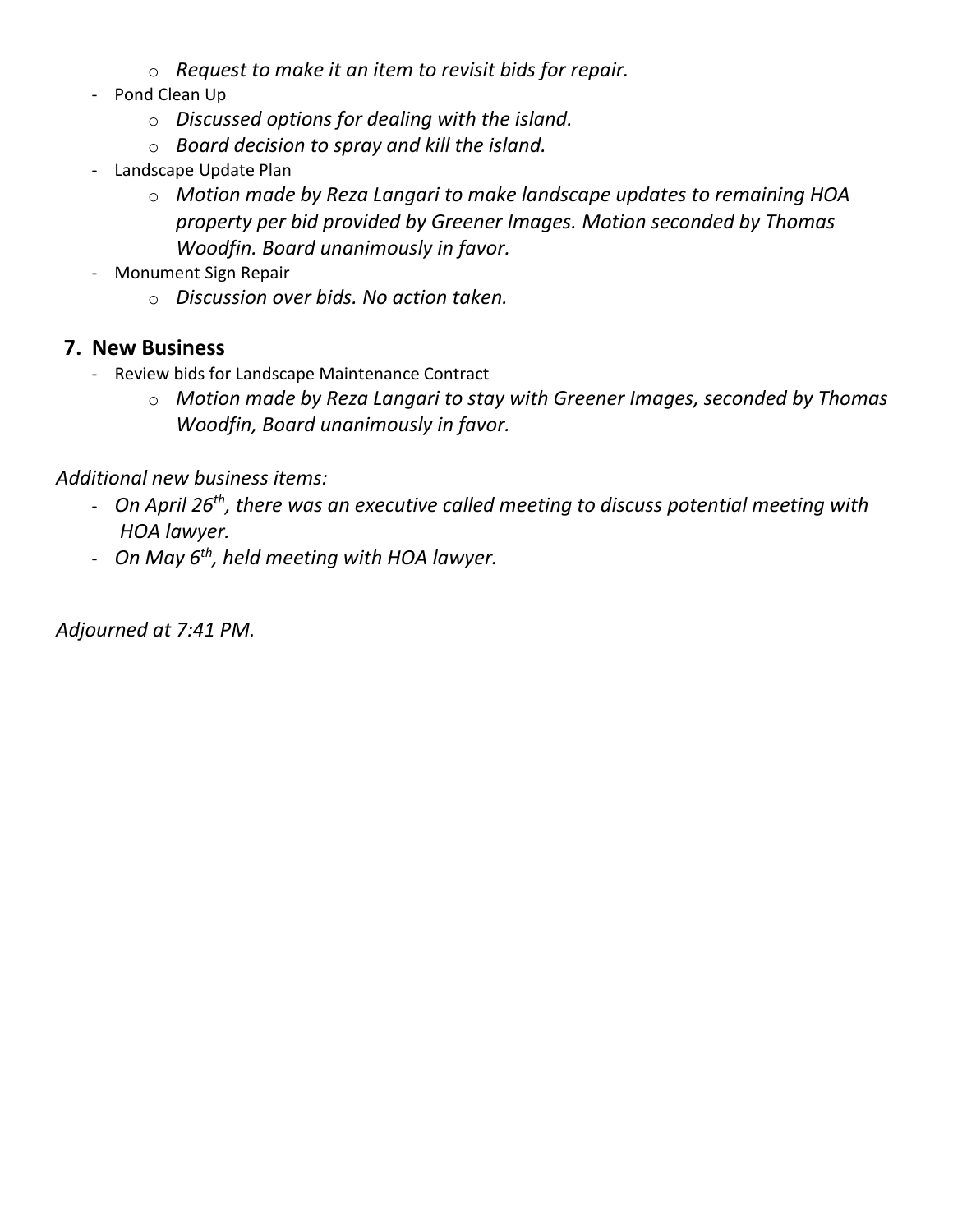- *Request to make it an item to revisit bids for repair.*
- Pond Clean Up
   - *Discussed options for dealing with the island.*
   - *Board decision to spray and kill the island.*
- Landscape Update Plan
   - *Motion made by Reza Langari to make landscape updates to remaining HOA property per bid provided by Greener Images. Motion seconded by Thomas Woodfin. Board unanimously in favor.*
- Monument Sign Repair
   - *Discussion over bids. No action taken.*

## 7. New Business

- Review bids for Landscape Maintenance Contract
   - *Motion made by Reza Langari to stay with Greener Images, seconded by Thomas Woodfin, Board unanimously in favor.*

*Additional new business items:*

- *On April 26th, there was an executive called meeting to discuss potential meeting with HOA lawyer.*
- *On May 6th, held meeting with HOA lawyer.*

*Adjourned at 7:41 PM.*